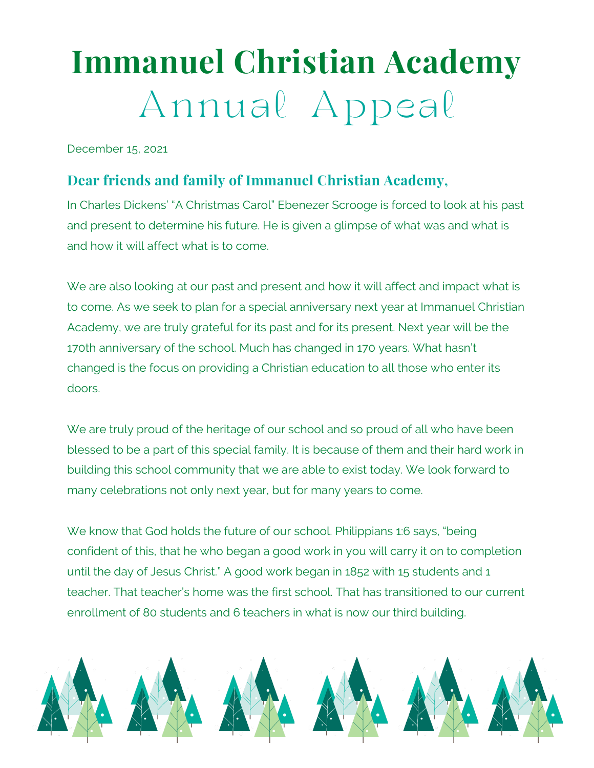# Immanuel Christian Academy

## Annual Appeal

December 15, 2021

### Dear friends and family of Immanuel Christian Academy,

In Charles Dickens' "A Christmas Carol" Ebenezer Scrooge is forced to look at his past and present to determine his future. He is given a glimpse of what was and what is and how it will affect what is to come.

We are also looking at our past and present and how it will affect and impact what is to come. As we seek to plan for a special anniversary next year at Immanuel Christian Academy, we are truly grateful for its past and for its present. Next year will be the 170th anniversary of the school. Much has changed in 170 years. What hasn't changed is the focus on providing a Christian education to all those who enter its doors.

We are truly proud of the heritage of our school and so proud of all who have been blessed to be a part of this special family. It is because of them and their hard work in building this school community that we are able to exist today. We look forward to many celebrations not only next year, but for many years to come.

We know that God holds the future of our school. Philippians 1:6 says, "being confident of this, that he who began a good work in you will carry it on to completion until the day of Jesus Christ." A good work began in 1852 with 15 students and 1 teacher. That teacher's home was the first school. That has transitioned to our current enrollment of 80 students and 6 teachers in what is now our third building.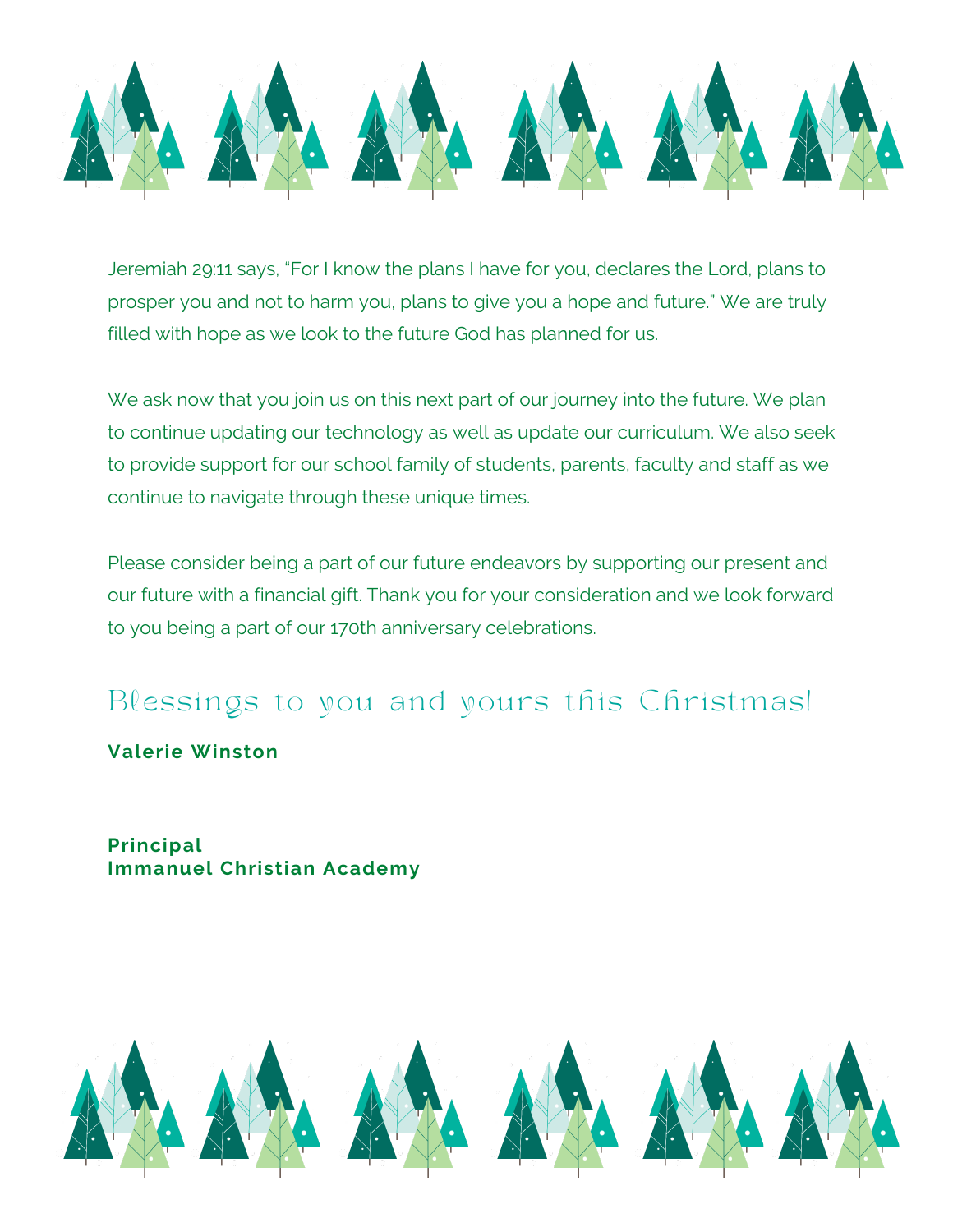Jeremiah 29:11 says, "For I know the plans I have for you, declares the Lord, plans to prosper you and not to harm you, plans to give you a hope and future." We are truly filled with hope as we look to the future God has planned for us.

We ask now that you join us on this next part of our journey into the future. We plan to continue updating our technology as well as update our curriculum. We also seek to provide support for our school family of students, parents, faculty and staff as we continue to navigate through these unique times.

Please consider being a part of our future endeavors by supporting our present and our future with a financial gift. Thank you for your consideration and we look forward to you being a part of our 170th anniversary celebrations.

Blessings to you and yours this Christmas!

**Valerie Winston**

**Principal**
**Immanuel Christian Academy**